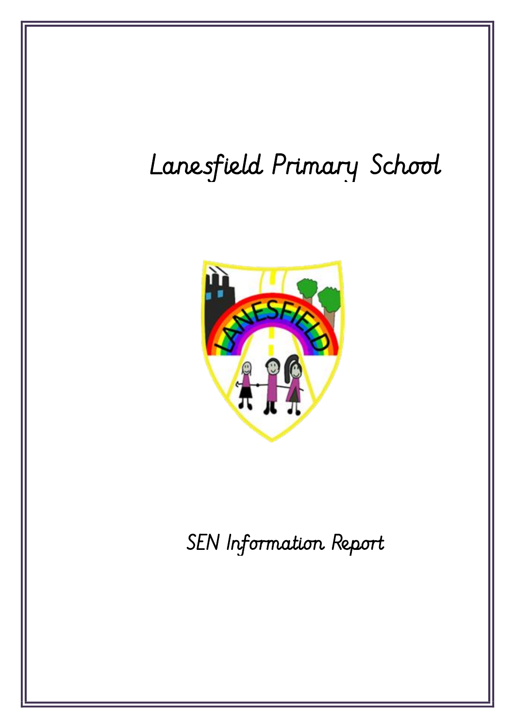# Lanesfield Primary School

## SEN Information Report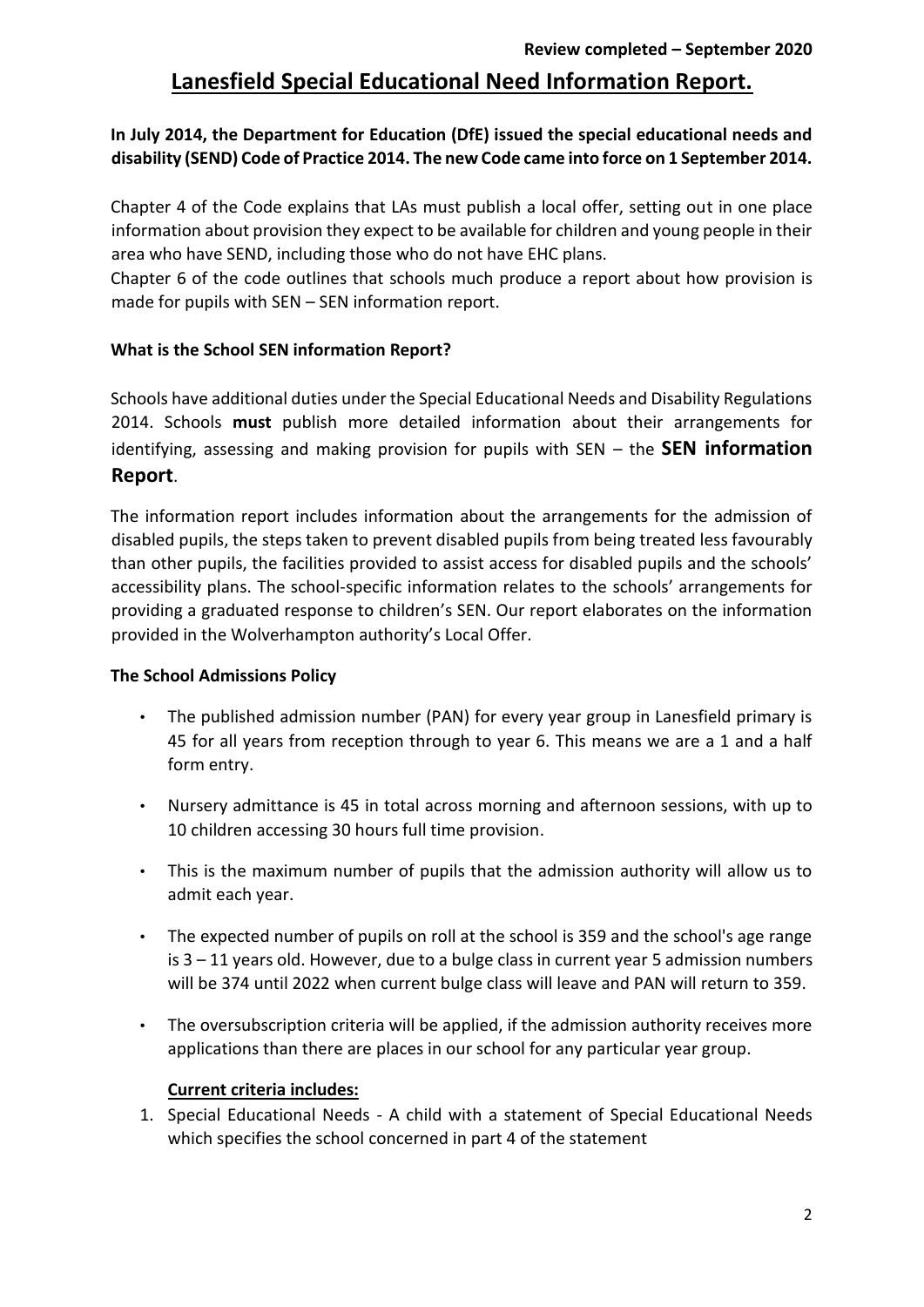**Review completed – September 2020**

# Lanesfield Special Educational Need Information Report.

**In July 2014, the Department for Education (DfE) issued the special educational needs and disability (SEND) Code of Practice 2014. The new Code came into force on 1 September 2014.**

Chapter 4 of the Code explains that LAs must publish a local offer, setting out in one place information about provision they expect to be available for children and young people in their area who have SEND, including those who do not have EHC plans.

Chapter 6 of the code outlines that schools much produce a report about how provision is made for pupils with SEN – SEN information report.

### What is the School SEN information Report?

Schools have additional duties under the Special Educational Needs and Disability Regulations 2014. Schools **must** publish more detailed information about their arrangements for identifying, assessing and making provision for pupils with SEN – the **SEN information Report**.

The information report includes information about the arrangements for the admission of disabled pupils, the steps taken to prevent disabled pupils from being treated less favourably than other pupils, the facilities provided to assist access for disabled pupils and the schools' accessibility plans. The school-specific information relates to the schools' arrangements for providing a graduated response to children's SEN. Our report elaborates on the information provided in the Wolverhampton authority's Local Offer.

### The School Admissions Policy

- The published admission number (PAN) for every year group in Lanesfield primary is 45 for all years from reception through to year 6. This means we are a 1 and a half form entry.
- Nursery admittance is 45 in total across morning and afternoon sessions, with up to 10 children accessing 30 hours full time provision.
- This is the maximum number of pupils that the admission authority will allow us to admit each year.
- The expected number of pupils on roll at the school is 359 and the school's age range is 3 – 11 years old. However, due to a bulge class in current year 5 admission numbers will be 374 until 2022 when current bulge class will leave and PAN will return to 359.
- The oversubscription criteria will be applied, if the admission authority receives more applications than there are places in our school for any particular year group.

**Current criteria includes:**

1. Special Educational Needs - A child with a statement of Special Educational Needs which specifies the school concerned in part 4 of the statement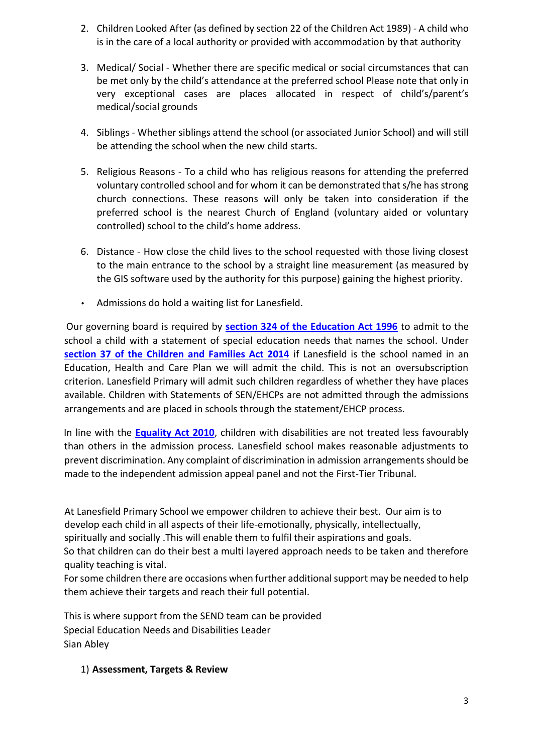2. Children Looked After (as defined by section 22 of the Children Act 1989) - A child who is in the care of a local authority or provided with accommodation by that authority

3. Medical/ Social - Whether there are specific medical or social circumstances that can be met only by the child's attendance at the preferred school Please note that only in very exceptional cases are places allocated in respect of child's/parent's medical/social grounds

4. Siblings - Whether siblings attend the school (or associated Junior School) and will still be attending the school when the new child starts.

5. Religious Reasons - To a child who has religious reasons for attending the preferred voluntary controlled school and for whom it can be demonstrated that s/he has strong church connections. These reasons will only be taken into consideration if the preferred school is the nearest Church of England (voluntary aided or voluntary controlled) school to the child's home address.

6. Distance - How close the child lives to the school requested with those living closest to the main entrance to the school by a straight line measurement (as measured by the GIS software used by the authority for this purpose) gaining the highest priority.

- Admissions do hold a waiting list for Lanesfield.

Our governing board is required by **section 324 of the Education Act 1996** to admit to the school a child with a statement of special education needs that names the school. Under **section 37 of the Children and Families Act 2014** if Lanesfield is the school named in an Education, Health and Care Plan we will admit the child. This is not an oversubscription criterion. Lanesfield Primary will admit such children regardless of whether they have places available. Children with Statements of SEN/EHCPs are not admitted through the admissions arrangements and are placed in schools through the statement/EHCP process.

In line with the **Equality Act 2010**, children with disabilities are not treated less favourably than others in the admission process. Lanesfield school makes reasonable adjustments to prevent discrimination. Any complaint of discrimination in admission arrangements should be made to the independent admission appeal panel and not the First-Tier Tribunal.

At Lanesfield Primary School we empower children to achieve their best. Our aim is to develop each child in all aspects of their life-emotionally, physically, intellectually, spiritually and socially .This will enable them to fulfil their aspirations and goals.
So that children can do their best a multi layered approach needs to be taken and therefore quality teaching is vital.
For some children there are occasions when further additional support may be needed to help them achieve their targets and reach their full potential.

This is where support from the SEND team can be provided
Special Education Needs and Disabilities Leader
Sian Abley

1) **Assessment, Targets & Review**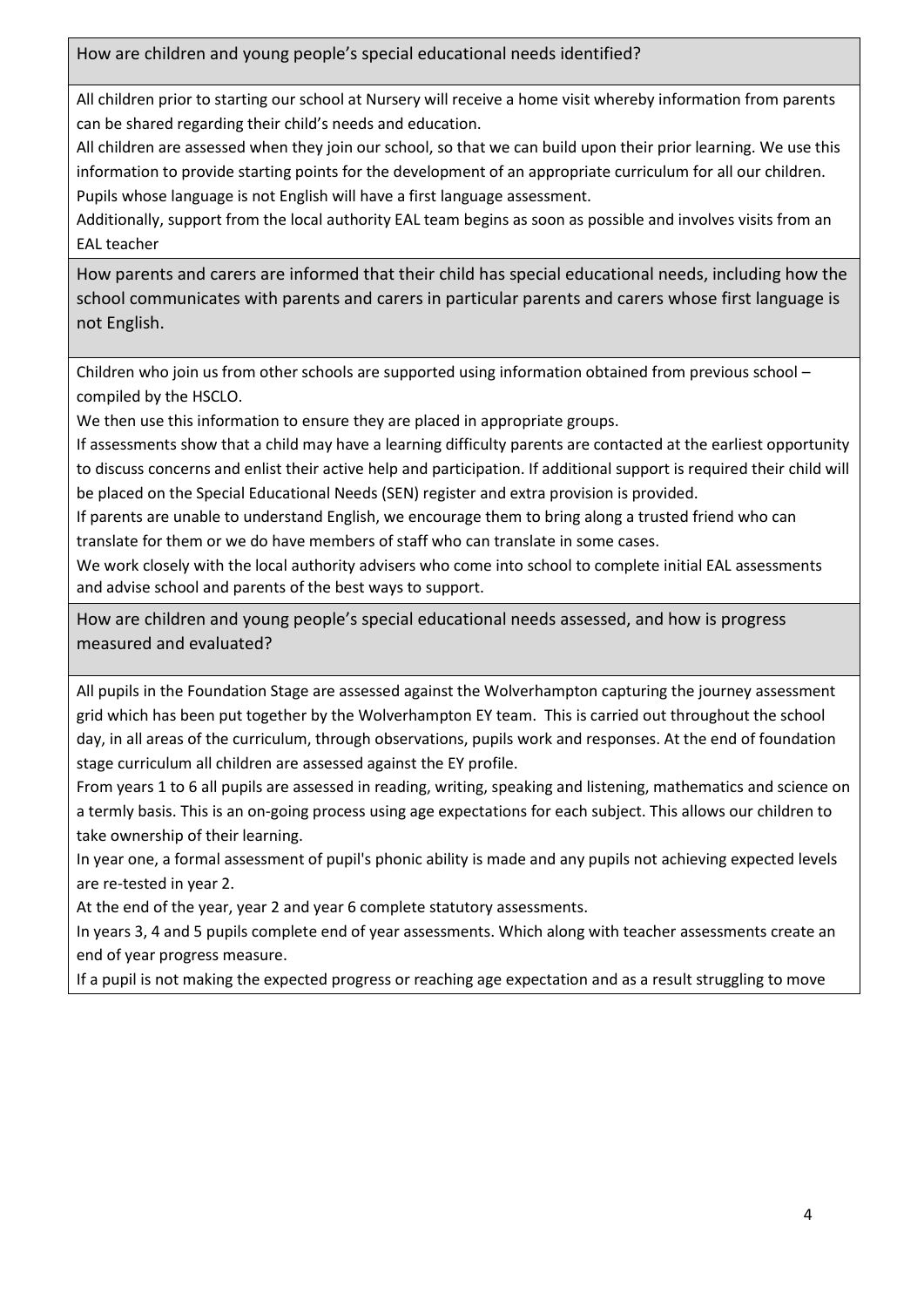## How are children and young people's special educational needs identified?

All children prior to starting our school at Nursery will receive a home visit whereby information from parents can be shared regarding their child's needs and education.

All children are assessed when they join our school, so that we can build upon their prior learning. We use this information to provide starting points for the development of an appropriate curriculum for all our children.

Pupils whose language is not English will have a first language assessment.

Additionally, support from the local authority EAL team begins as soon as possible and involves visits from an EAL teacher

## How parents and carers are informed that their child has special educational needs, including how the school communicates with parents and carers in particular parents and carers whose first language is not English.

Children who join us from other schools are supported using information obtained from previous school – compiled by the HSCLO.

We then use this information to ensure they are placed in appropriate groups.

If assessments show that a child may have a learning difficulty parents are contacted at the earliest opportunity to discuss concerns and enlist their active help and participation. If additional support is required their child will be placed on the Special Educational Needs (SEN) register and extra provision is provided.

If parents are unable to understand English, we encourage them to bring along a trusted friend who can translate for them or we do have members of staff who can translate in some cases.

We work closely with the local authority advisers who come into school to complete initial EAL assessments and advise school and parents of the best ways to support.

## How are children and young people's special educational needs assessed, and how is progress measured and evaluated?

All pupils in the Foundation Stage are assessed against the Wolverhampton capturing the journey assessment grid which has been put together by the Wolverhampton EY team. This is carried out throughout the school day, in all areas of the curriculum, through observations, pupils work and responses. At the end of foundation stage curriculum all children are assessed against the EY profile.

From years 1 to 6 all pupils are assessed in reading, writing, speaking and listening, mathematics and science on a termly basis. This is an on-going process using age expectations for each subject. This allows our children to take ownership of their learning.

In year one, a formal assessment of pupil's phonic ability is made and any pupils not achieving expected levels are re-tested in year 2.

At the end of the year, year 2 and year 6 complete statutory assessments.

In years 3, 4 and 5 pupils complete end of year assessments. Which along with teacher assessments create an end of year progress measure.

If a pupil is not making the expected progress or reaching age expectation and as a result struggling to move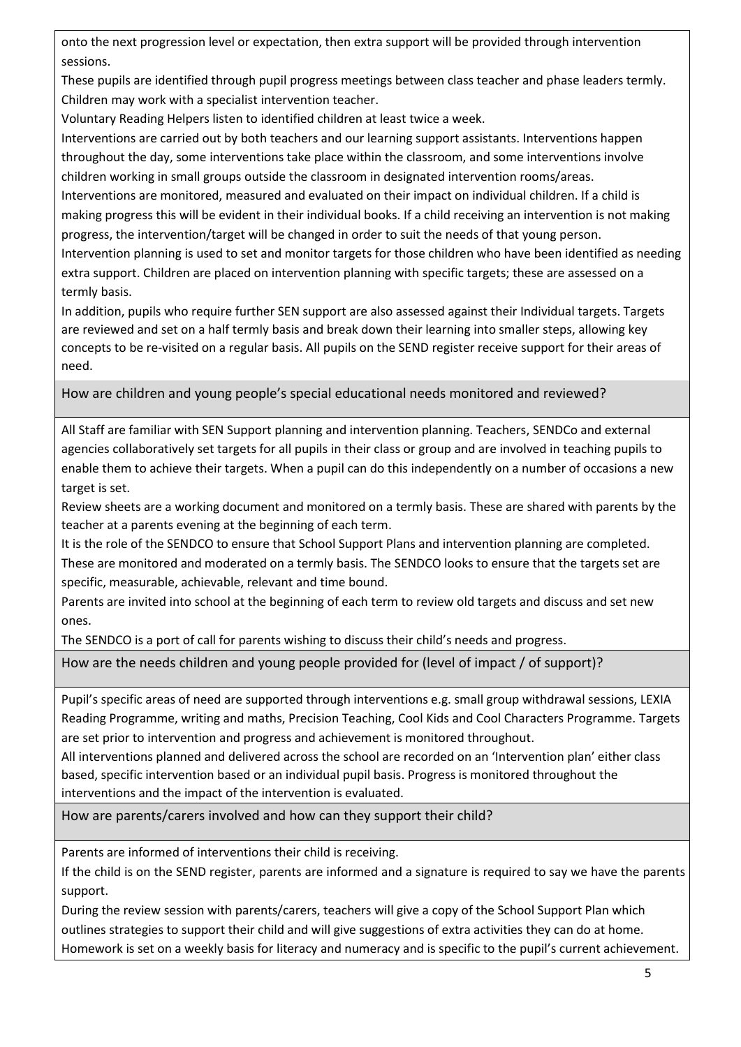onto the next progression level or expectation, then extra support will be provided through intervention sessions.

These pupils are identified through pupil progress meetings between class teacher and phase leaders termly.

Children may work with a specialist intervention teacher.

Voluntary Reading Helpers listen to identified children at least twice a week.

Interventions are carried out by both teachers and our learning support assistants. Interventions happen throughout the day, some interventions take place within the classroom, and some interventions involve children working in small groups outside the classroom in designated intervention rooms/areas.

Interventions are monitored, measured and evaluated on their impact on individual children. If a child is making progress this will be evident in their individual books. If a child receiving an intervention is not making progress, the intervention/target will be changed in order to suit the needs of that young person.

Intervention planning is used to set and monitor targets for those children who have been identified as needing extra support. Children are placed on intervention planning with specific targets; these are assessed on a termly basis.

In addition, pupils who require further SEN support are also assessed against their Individual targets. Targets are reviewed and set on a half termly basis and break down their learning into smaller steps, allowing key concepts to be re-visited on a regular basis. All pupils on the SEND register receive support for their areas of need.

## How are children and young people's special educational needs monitored and reviewed?

All Staff are familiar with SEN Support planning and intervention planning. Teachers, SENDCo and external agencies collaboratively set targets for all pupils in their class or group and are involved in teaching pupils to enable them to achieve their targets. When a pupil can do this independently on a number of occasions a new target is set.

Review sheets are a working document and monitored on a termly basis. These are shared with parents by the teacher at a parents evening at the beginning of each term.

It is the role of the SENDCO to ensure that School Support Plans and intervention planning are completed. These are monitored and moderated on a termly basis. The SENDCO looks to ensure that the targets set are specific, measurable, achievable, relevant and time bound.

Parents are invited into school at the beginning of each term to review old targets and discuss and set new ones.

The SENDCO is a port of call for parents wishing to discuss their child's needs and progress.

## How are the needs children and young people provided for (level of impact / of support)?

Pupil's specific areas of need are supported through interventions e.g. small group withdrawal sessions, LEXIA Reading Programme, writing and maths, Precision Teaching, Cool Kids and Cool Characters Programme. Targets are set prior to intervention and progress and achievement is monitored throughout.

All interventions planned and delivered across the school are recorded on an 'Intervention plan' either class based, specific intervention based or an individual pupil basis. Progress is monitored throughout the interventions and the impact of the intervention is evaluated.

## How are parents/carers involved and how can they support their child?

Parents are informed of interventions their child is receiving.

If the child is on the SEND register, parents are informed and a signature is required to say we have the parents support.

During the review session with parents/carers, teachers will give a copy of the School Support Plan which outlines strategies to support their child and will give suggestions of extra activities they can do at home.

Homework is set on a weekly basis for literacy and numeracy and is specific to the pupil's current achievement.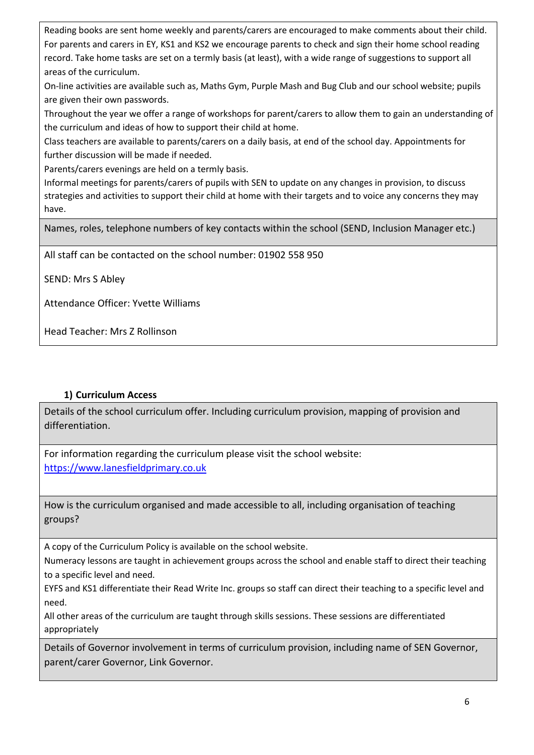Reading books are sent home weekly and parents/carers are encouraged to make comments about their child. For parents and carers in EY, KS1 and KS2 we encourage parents to check and sign their home school reading record. Take home tasks are set on a termly basis (at least), with a wide range of suggestions to support all areas of the curriculum.

On-line activities are available such as, Maths Gym, Purple Mash and Bug Club and our school website; pupils are given their own passwords.

Throughout the year we offer a range of workshops for parent/carers to allow them to gain an understanding of the curriculum and ideas of how to support their child at home.

Class teachers are available to parents/carers on a daily basis, at end of the school day. Appointments for further discussion will be made if needed.

Parents/carers evenings are held on a termly basis.

Informal meetings for parents/carers of pupils with SEN to update on any changes in provision, to discuss strategies and activities to support their child at home with their targets and to voice any concerns they may have.

**Names, roles, telephone numbers of key contacts within the school (SEND, Inclusion Manager etc.)**

All staff can be contacted on the school number: 01902 558 950

SEND: Mrs S Abley

Attendance Officer: Yvette Williams

Head Teacher: Mrs Z Rollinson

### 1) Curriculum Access

**Details of the school curriculum offer. Including curriculum provision, mapping of provision and differentiation.**

For information regarding the curriculum please visit the school website: [https://www.lanesfieldprimary.co.uk](https://www.lanesfieldprimary.co.uk)

**How is the curriculum organised and made accessible to all, including organisation of teaching groups?**

A copy of the Curriculum Policy is available on the school website.

Numeracy lessons are taught in achievement groups across the school and enable staff to direct their teaching to a specific level and need.

EYFS and KS1 differentiate their Read Write Inc. groups so staff can direct their teaching to a specific level and need.

All other areas of the curriculum are taught through skills sessions. These sessions are differentiated appropriately

**Details of Governor involvement in terms of curriculum provision, including name of SEN Governor, parent/carer Governor, Link Governor.**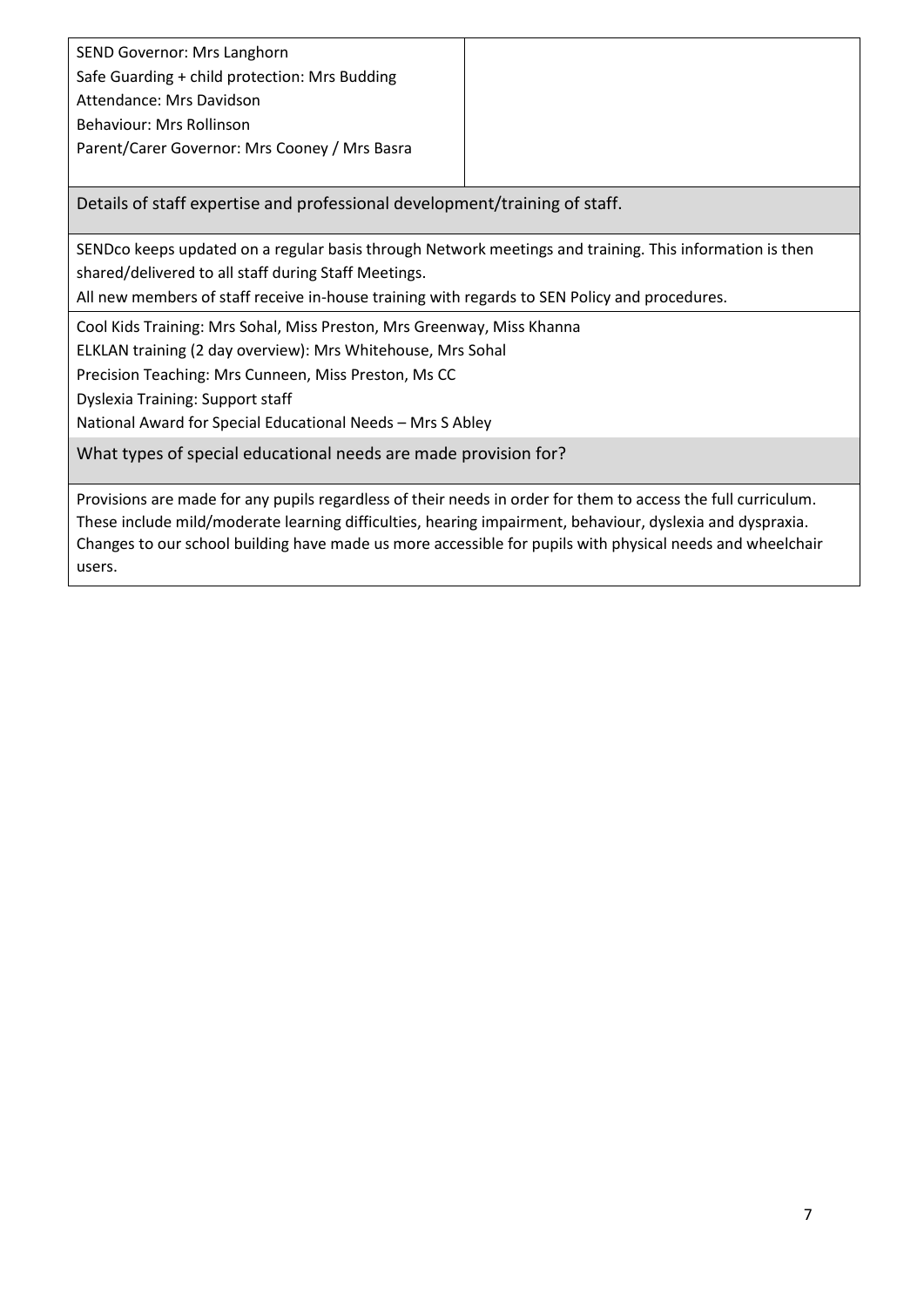| | |
|---|---|
| SEND Governor: Mrs Langhorn<br>Safe Guarding + child protection: Mrs Budding<br>Attendance: Mrs Davidson<br>Behaviour: Mrs Rollinson<br>Parent/Carer Governor: Mrs Cooney / Mrs Basra | |

## Details of staff expertise and professional development/training of staff.

SENDco keeps updated on a regular basis through Network meetings and training. This information is then shared/delivered to all staff during Staff Meetings.
All new members of staff receive in-house training with regards to SEN Policy and procedures.

Cool Kids Training: Mrs Sohal, Miss Preston, Mrs Greenway, Miss Khanna
ELKLAN training (2 day overview): Mrs Whitehouse, Mrs Sohal
Precision Teaching: Mrs Cunneen, Miss Preston, Ms CC
Dyslexia Training: Support staff
National Award for Special Educational Needs – Mrs S Abley

## What types of special educational needs are made provision for?

Provisions are made for any pupils regardless of their needs in order for them to access the full curriculum. These include mild/moderate learning difficulties, hearing impairment, behaviour, dyslexia and dyspraxia. Changes to our school building have made us more accessible for pupils with physical needs and wheelchair users.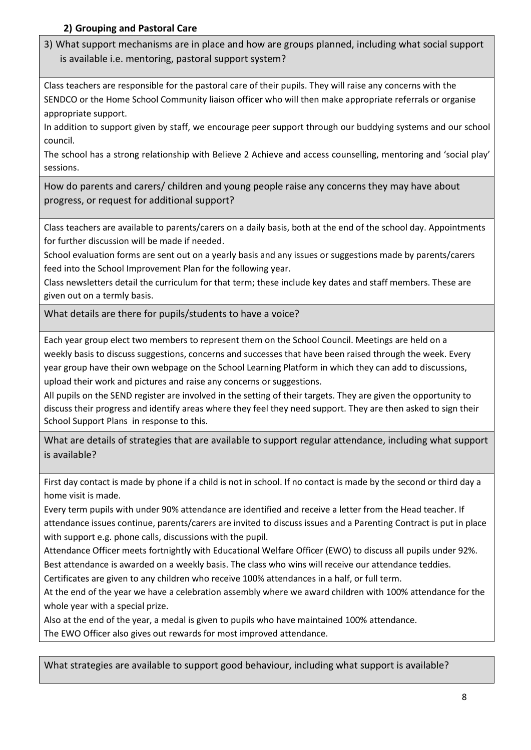### 2) Grouping and Pastoral Care

**3) What support mechanisms are in place and how are groups planned, including what social support is available i.e. mentoring, pastoral support system?**

Class teachers are responsible for the pastoral care of their pupils. They will raise any concerns with the SENDCO or the Home School Community liaison officer who will then make appropriate referrals or organise appropriate support.

In addition to support given by staff, we encourage peer support through our buddying systems and our school council.

The school has a strong relationship with Believe 2 Achieve and access counselling, mentoring and 'social play' sessions.

**How do parents and carers/ children and young people raise any concerns they may have about progress, or request for additional support?**

Class teachers are available to parents/carers on a daily basis, both at the end of the school day. Appointments for further discussion will be made if needed.

School evaluation forms are sent out on a yearly basis and any issues or suggestions made by parents/carers feed into the School Improvement Plan for the following year.

Class newsletters detail the curriculum for that term; these include key dates and staff members. These are given out on a termly basis.

**What details are there for pupils/students to have a voice?**

Each year group elect two members to represent them on the School Council. Meetings are held on a weekly basis to discuss suggestions, concerns and successes that have been raised through the week. Every year group have their own webpage on the School Learning Platform in which they can add to discussions, upload their work and pictures and raise any concerns or suggestions.

All pupils on the SEND register are involved in the setting of their targets. They are given the opportunity to discuss their progress and identify areas where they feel they need support. They are then asked to sign their School Support Plans in response to this.

**What are details of strategies that are available to support regular attendance, including what support is available?**

First day contact is made by phone if a child is not in school. If no contact is made by the second or third day a home visit is made.

Every term pupils with under 90% attendance are identified and receive a letter from the Head teacher. If attendance issues continue, parents/carers are invited to discuss issues and a Parenting Contract is put in place with support e.g. phone calls, discussions with the pupil.

Attendance Officer meets fortnightly with Educational Welfare Officer (EWO) to discuss all pupils under 92%.

Best attendance is awarded on a weekly basis. The class who wins will receive our attendance teddies.

Certificates are given to any children who receive 100% attendances in a half, or full term.

At the end of the year we have a celebration assembly where we award children with 100% attendance for the whole year with a special prize.

Also at the end of the year, a medal is given to pupils who have maintained 100% attendance.

The EWO Officer also gives out rewards for most improved attendance.

**What strategies are available to support good behaviour, including what support is available?**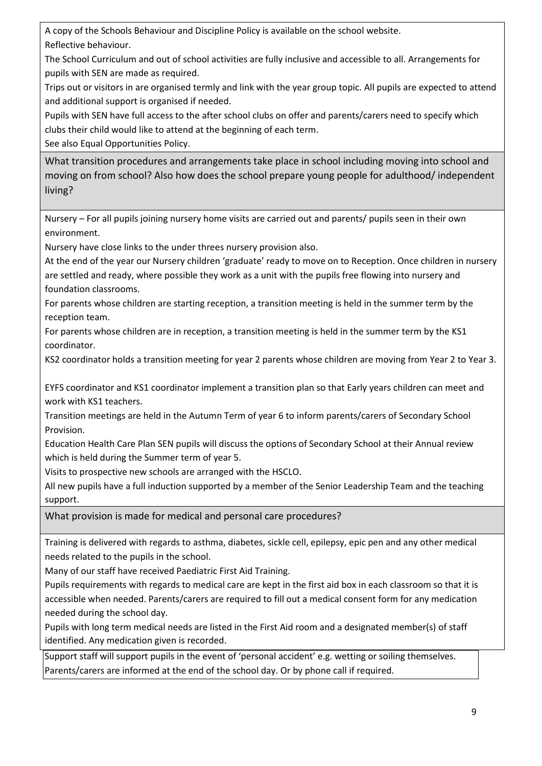A copy of the Schools Behaviour and Discipline Policy is available on the school website.

Reflective behaviour.

The School Curriculum and out of school activities are fully inclusive and accessible to all. Arrangements for pupils with SEN are made as required.

Trips out or visitors in are organised termly and link with the year group topic. All pupils are expected to attend and additional support is organised if needed.

Pupils with SEN have full access to the after school clubs on offer and parents/carers need to specify which clubs their child would like to attend at the beginning of each term.

See also Equal Opportunities Policy.

## What transition procedures and arrangements take place in school including moving into school and moving on from school? Also how does the school prepare young people for adulthood/ independent living?

Nursery – For all pupils joining nursery home visits are carried out and parents/ pupils seen in their own environment.

Nursery have close links to the under threes nursery provision also.

At the end of the year our Nursery children 'graduate' ready to move on to Reception. Once children in nursery are settled and ready, where possible they work as a unit with the pupils free flowing into nursery and foundation classrooms.

For parents whose children are starting reception, a transition meeting is held in the summer term by the reception team.

For parents whose children are in reception, a transition meeting is held in the summer term by the KS1 coordinator.

KS2 coordinator holds a transition meeting for year 2 parents whose children are moving from Year 2 to Year 3.

EYFS coordinator and KS1 coordinator implement a transition plan so that Early years children can meet and work with KS1 teachers.

Transition meetings are held in the Autumn Term of year 6 to inform parents/carers of Secondary School Provision.

Education Health Care Plan SEN pupils will discuss the options of Secondary School at their Annual review which is held during the Summer term of year 5.

Visits to prospective new schools are arranged with the HSCLO.

All new pupils have a full induction supported by a member of the Senior Leadership Team and the teaching support.

## What provision is made for medical and personal care procedures?

Training is delivered with regards to asthma, diabetes, sickle cell, epilepsy, epic pen and any other medical needs related to the pupils in the school.

Many of our staff have received Paediatric First Aid Training.

Pupils requirements with regards to medical care are kept in the first aid box in each classroom so that it is accessible when needed. Parents/carers are required to fill out a medical consent form for any medication needed during the school day.

Pupils with long term medical needs are listed in the First Aid room and a designated member(s) of staff identified. Any medication given is recorded.

Support staff will support pupils in the event of 'personal accident' e.g. wetting or soiling themselves. Parents/carers are informed at the end of the school day. Or by phone call if required.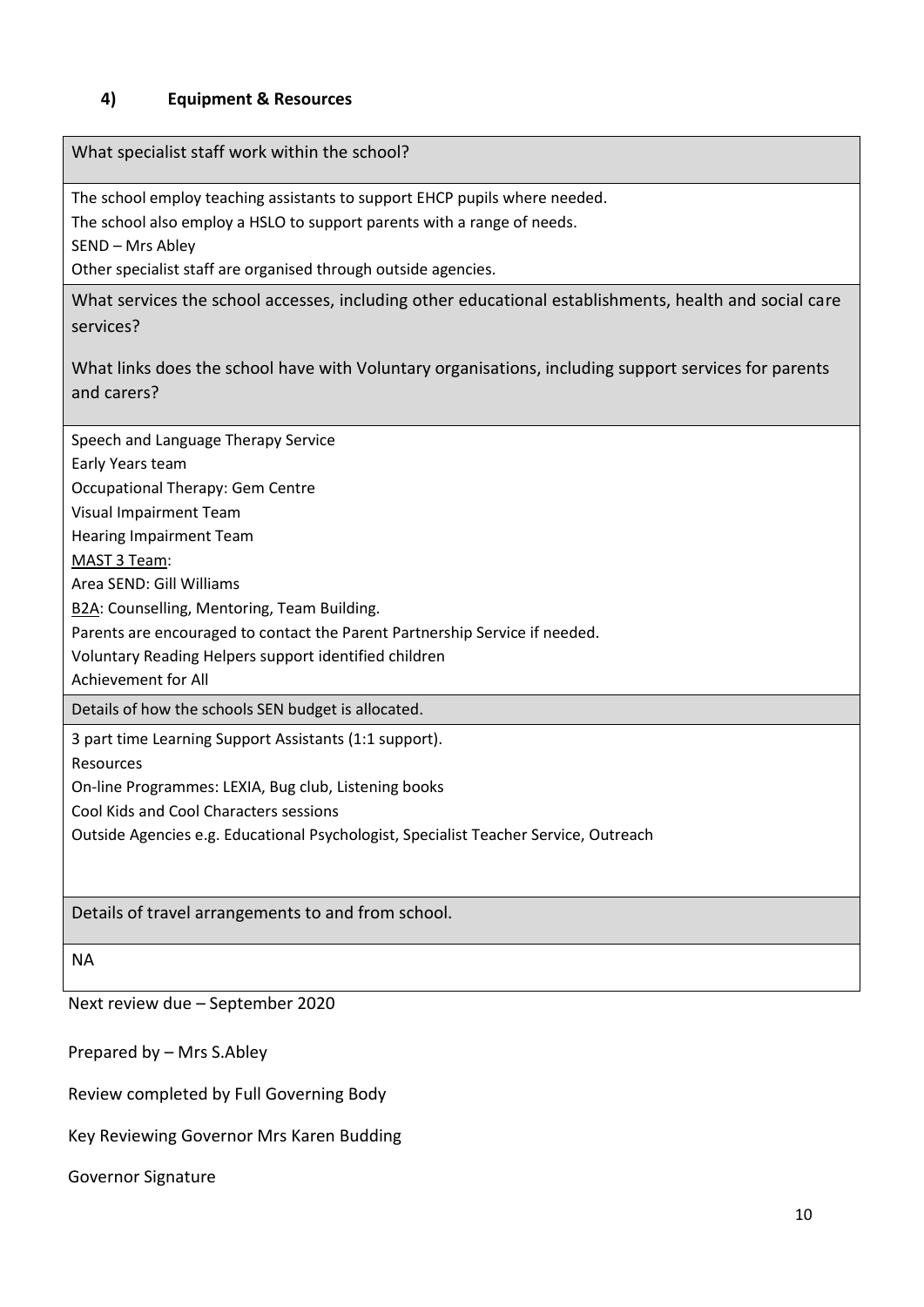## 4) Equipment & Resources

| What specialist staff work within the school? |
|---|
| The school employ teaching assistants to support EHCP pupils where needed.<br>The school also employ a HSLO to support parents with a range of needs.<br>SEND – Mrs Abley<br>Other specialist staff are organised through outside agencies. |
| What services the school accesses, including other educational establishments, health and social care services?<br><br>What links does the school have with Voluntary organisations, including support services for parents and carers? |
| Speech and Language Therapy Service<br>Early Years team<br>Occupational Therapy: Gem Centre<br>Visual Impairment Team<br>Hearing Impairment Team<br><u>MAST 3 Team</u>:<br>Area SEND: Gill Williams<br><u>B2A</u>: Counselling, Mentoring, Team Building.<br>Parents are encouraged to contact the Parent Partnership Service if needed.<br>Voluntary Reading Helpers support identified children<br>Achievement for All |
| Details of how the schools SEN budget is allocated. |
| 3 part time Learning Support Assistants (1:1 support).<br>Resources<br>On-line Programmes: LEXIA, Bug club, Listening books<br>Cool Kids and Cool Characters sessions<br>Outside Agencies e.g. Educational Psychologist, Specialist Teacher Service, Outreach |
| Details of travel arrangements to and from school. |
| NA |

Next review due – September 2020

Prepared by – Mrs S.Abley

Review completed by Full Governing Body

Key Reviewing Governor Mrs Karen Budding

Governor Signature